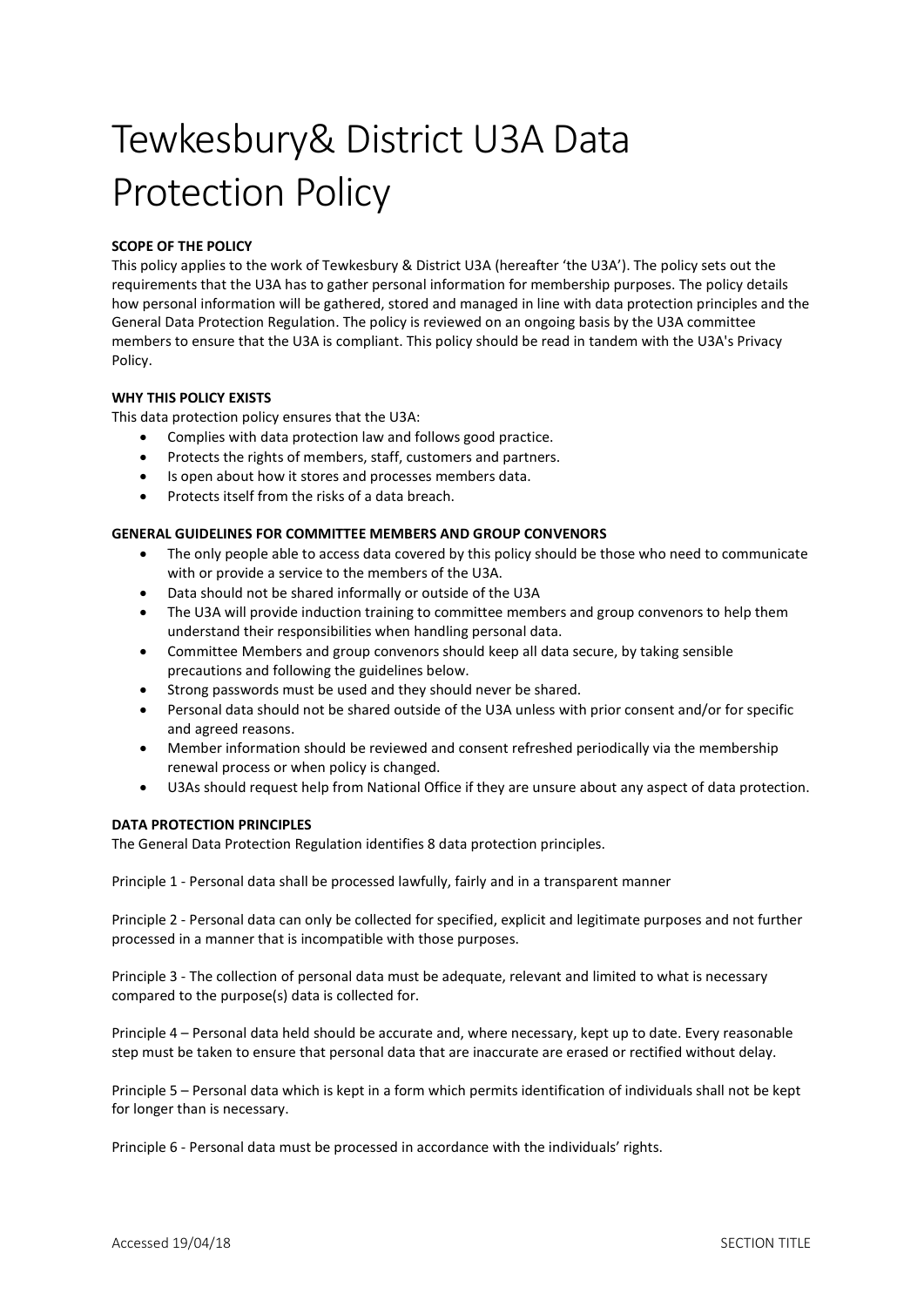# Tewkesbury& District U3A Data Protection Policy

**SCOPE OF THE POLICY**

This policy applies to the work of Tewkesbury & District U3A (hereafter 'the U3A'). The policy sets out the requirements that the U3A has to gather personal information for membership purposes. The policy details how personal information will be gathered, stored and managed in line with data protection principles and the General Data Protection Regulation. The policy is reviewed on an ongoing basis by the U3A committee members to ensure that the U3A is compliant. This policy should be read in tandem with the U3A's Privacy Policy.

**WHY THIS POLICY EXISTS**

This data protection policy ensures that the U3A:

- Complies with data protection law and follows good practice.
- Protects the rights of members, staff, customers and partners.
- Is open about how it stores and processes members data.
- Protects itself from the risks of a data breach.

**GENERAL GUIDELINES FOR COMMITTEE MEMBERS AND GROUP CONVENORS**

- The only people able to access data covered by this policy should be those who need to communicate with or provide a service to the members of the U3A.
- Data should not be shared informally or outside of the U3A
- The U3A will provide induction training to committee members and group convenors to help them understand their responsibilities when handling personal data.
- Committee Members and group convenors should keep all data secure, by taking sensible precautions and following the guidelines below.
- Strong passwords must be used and they should never be shared.
- Personal data should not be shared outside of the U3A unless with prior consent and/or for specific and agreed reasons.
- Member information should be reviewed and consent refreshed periodically via the membership renewal process or when policy is changed.
- U3As should request help from National Office if they are unsure about any aspect of data protection.

**DATA PROTECTION PRINCIPLES**

The General Data Protection Regulation identifies 8 data protection principles.

Principle 1 - Personal data shall be processed lawfully, fairly and in a transparent manner

Principle 2 - Personal data can only be collected for specified, explicit and legitimate purposes and not further processed in a manner that is incompatible with those purposes.

Principle 3 - The collection of personal data must be adequate, relevant and limited to what is necessary compared to the purpose(s) data is collected for.

Principle 4 – Personal data held should be accurate and, where necessary, kept up to date. Every reasonable step must be taken to ensure that personal data that are inaccurate are erased or rectified without delay.

Principle 5 – Personal data which is kept in a form which permits identification of individuals shall not be kept for longer than is necessary.

Principle 6 - Personal data must be processed in accordance with the individuals' rights.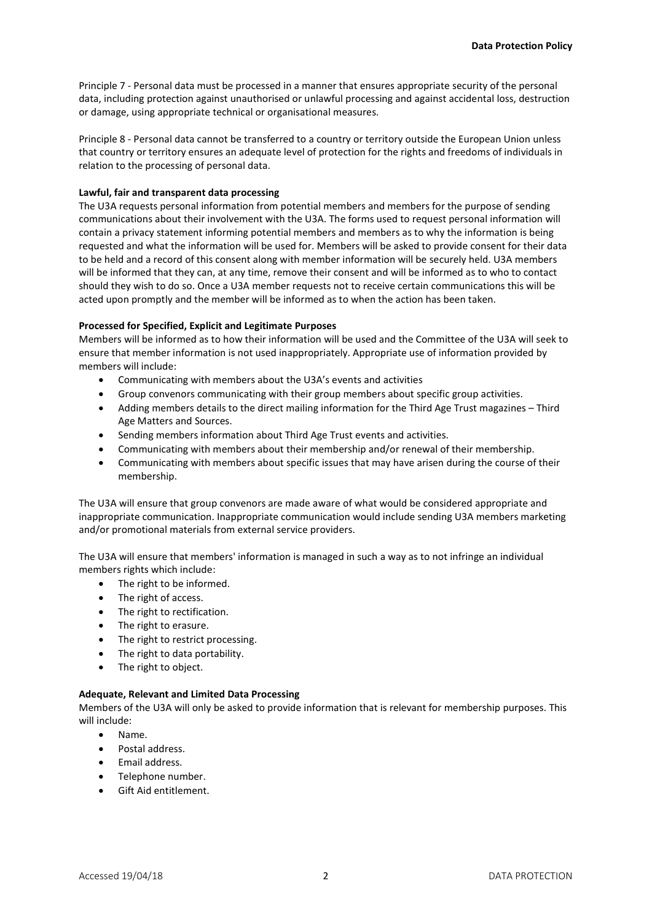Principle 7 - Personal data must be processed in a manner that ensures appropriate security of the personal data, including protection against unauthorised or unlawful processing and against accidental loss, destruction or damage, using appropriate technical or organisational measures.

Principle 8 - Personal data cannot be transferred to a country or territory outside the European Union unless that country or territory ensures an adequate level of protection for the rights and freedoms of individuals in relation to the processing of personal data.

**Lawful, fair and transparent data processing**

The U3A requests personal information from potential members and members for the purpose of sending communications about their involvement with the U3A. The forms used to request personal information will contain a privacy statement informing potential members and members as to why the information is being requested and what the information will be used for. Members will be asked to provide consent for their data to be held and a record of this consent along with member information will be securely held. U3A members will be informed that they can, at any time, remove their consent and will be informed as to who to contact should they wish to do so. Once a U3A member requests not to receive certain communications this will be acted upon promptly and the member will be informed as to when the action has been taken.

**Processed for Specified, Explicit and Legitimate Purposes**

Members will be informed as to how their information will be used and the Committee of the U3A will seek to ensure that member information is not used inappropriately. Appropriate use of information provided by members will include:

- Communicating with members about the U3A's events and activities
- Group convenors communicating with their group members about specific group activities.
- Adding members details to the direct mailing information for the Third Age Trust magazines – Third Age Matters and Sources.
- Sending members information about Third Age Trust events and activities.
- Communicating with members about their membership and/or renewal of their membership.
- Communicating with members about specific issues that may have arisen during the course of their membership.

The U3A will ensure that group convenors are made aware of what would be considered appropriate and inappropriate communication. Inappropriate communication would include sending U3A members marketing and/or promotional materials from external service providers.

The U3A will ensure that members' information is managed in such a way as to not infringe an individual members rights which include:

- The right to be informed.
- The right of access.
- The right to rectification.
- The right to erasure.
- The right to restrict processing.
- The right to data portability.
- The right to object.

**Adequate, Relevant and Limited Data Processing**

Members of the U3A will only be asked to provide information that is relevant for membership purposes. This will include:

- Name.
- Postal address.
- Email address.
- Telephone number.
- Gift Aid entitlement.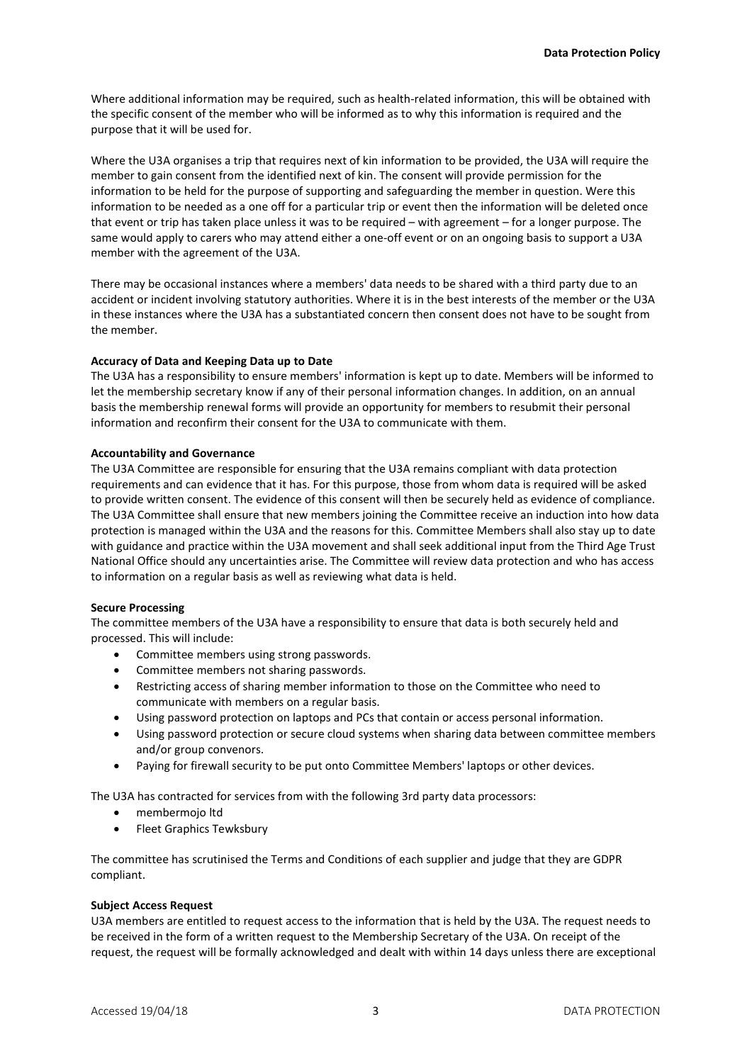Where additional information may be required, such as health-related information, this will be obtained with the specific consent of the member who will be informed as to why this information is required and the purpose that it will be used for.

Where the U3A organises a trip that requires next of kin information to be provided, the U3A will require the member to gain consent from the identified next of kin. The consent will provide permission for the information to be held for the purpose of supporting and safeguarding the member in question. Were this information to be needed as a one off for a particular trip or event then the information will be deleted once that event or trip has taken place unless it was to be required – with agreement – for a longer purpose. The same would apply to carers who may attend either a one-off event or on an ongoing basis to support a U3A member with the agreement of the U3A.

There may be occasional instances where a members' data needs to be shared with a third party due to an accident or incident involving statutory authorities. Where it is in the best interests of the member or the U3A in these instances where the U3A has a substantiated concern then consent does not have to be sought from the member.

**Accuracy of Data and Keeping Data up to Date**

The U3A has a responsibility to ensure members' information is kept up to date. Members will be informed to let the membership secretary know if any of their personal information changes. In addition, on an annual basis the membership renewal forms will provide an opportunity for members to resubmit their personal information and reconfirm their consent for the U3A to communicate with them.

**Accountability and Governance**

The U3A Committee are responsible for ensuring that the U3A remains compliant with data protection requirements and can evidence that it has. For this purpose, those from whom data is required will be asked to provide written consent. The evidence of this consent will then be securely held as evidence of compliance. The U3A Committee shall ensure that new members joining the Committee receive an induction into how data protection is managed within the U3A and the reasons for this. Committee Members shall also stay up to date with guidance and practice within the U3A movement and shall seek additional input from the Third Age Trust National Office should any uncertainties arise. The Committee will review data protection and who has access to information on a regular basis as well as reviewing what data is held.

**Secure Processing**

The committee members of the U3A have a responsibility to ensure that data is both securely held and processed. This will include:

- Committee members using strong passwords.
- Committee members not sharing passwords.
- Restricting access of sharing member information to those on the Committee who need to communicate with members on a regular basis.
- Using password protection on laptops and PCs that contain or access personal information.
- Using password protection or secure cloud systems when sharing data between committee members and/or group convenors.
- Paying for firewall security to be put onto Committee Members' laptops or other devices.

The U3A has contracted for services from with the following 3rd party data processors:

- membermojo ltd
- Fleet Graphics Tewksbury

The committee has scrutinised the Terms and Conditions of each supplier and judge that they are GDPR compliant.

**Subject Access Request**

U3A members are entitled to request access to the information that is held by the U3A. The request needs to be received in the form of a written request to the Membership Secretary of the U3A. On receipt of the request, the request will be formally acknowledged and dealt with within 14 days unless there are exceptional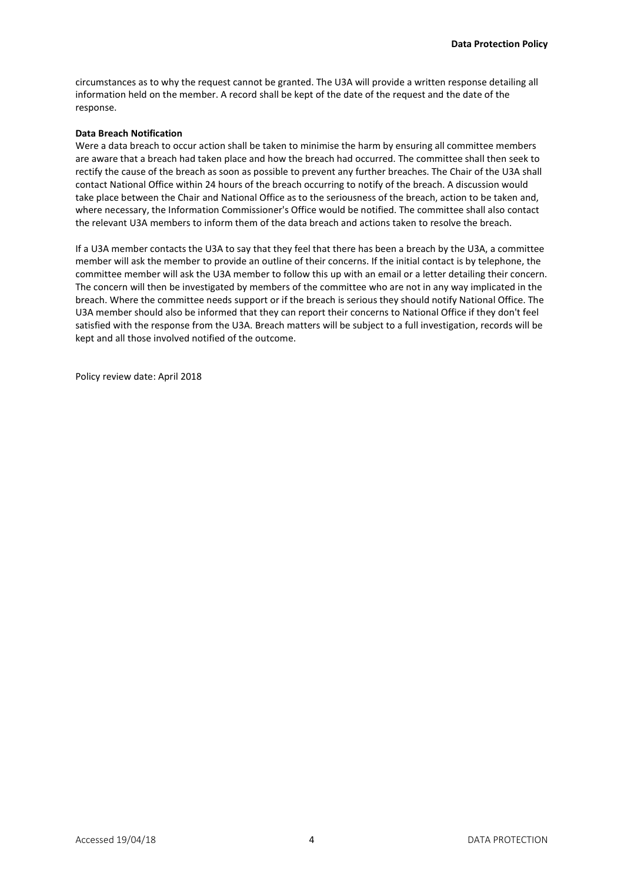circumstances as to why the request cannot be granted. The U3A will provide a written response detailing all information held on the member. A record shall be kept of the date of the request and the date of the response.

**Data Breach Notification**

Were a data breach to occur action shall be taken to minimise the harm by ensuring all committee members are aware that a breach had taken place and how the breach had occurred. The committee shall then seek to rectify the cause of the breach as soon as possible to prevent any further breaches. The Chair of the U3A shall contact National Office within 24 hours of the breach occurring to notify of the breach. A discussion would take place between the Chair and National Office as to the seriousness of the breach, action to be taken and, where necessary, the Information Commissioner's Office would be notified. The committee shall also contact the relevant U3A members to inform them of the data breach and actions taken to resolve the breach.

If a U3A member contacts the U3A to say that they feel that there has been a breach by the U3A, a committee member will ask the member to provide an outline of their concerns. If the initial contact is by telephone, the committee member will ask the U3A member to follow this up with an email or a letter detailing their concern. The concern will then be investigated by members of the committee who are not in any way implicated in the breach. Where the committee needs support or if the breach is serious they should notify National Office. The U3A member should also be informed that they can report their concerns to National Office if they don't feel satisfied with the response from the U3A. Breach matters will be subject to a full investigation, records will be kept and all those involved notified of the outcome.

Policy review date: April 2018